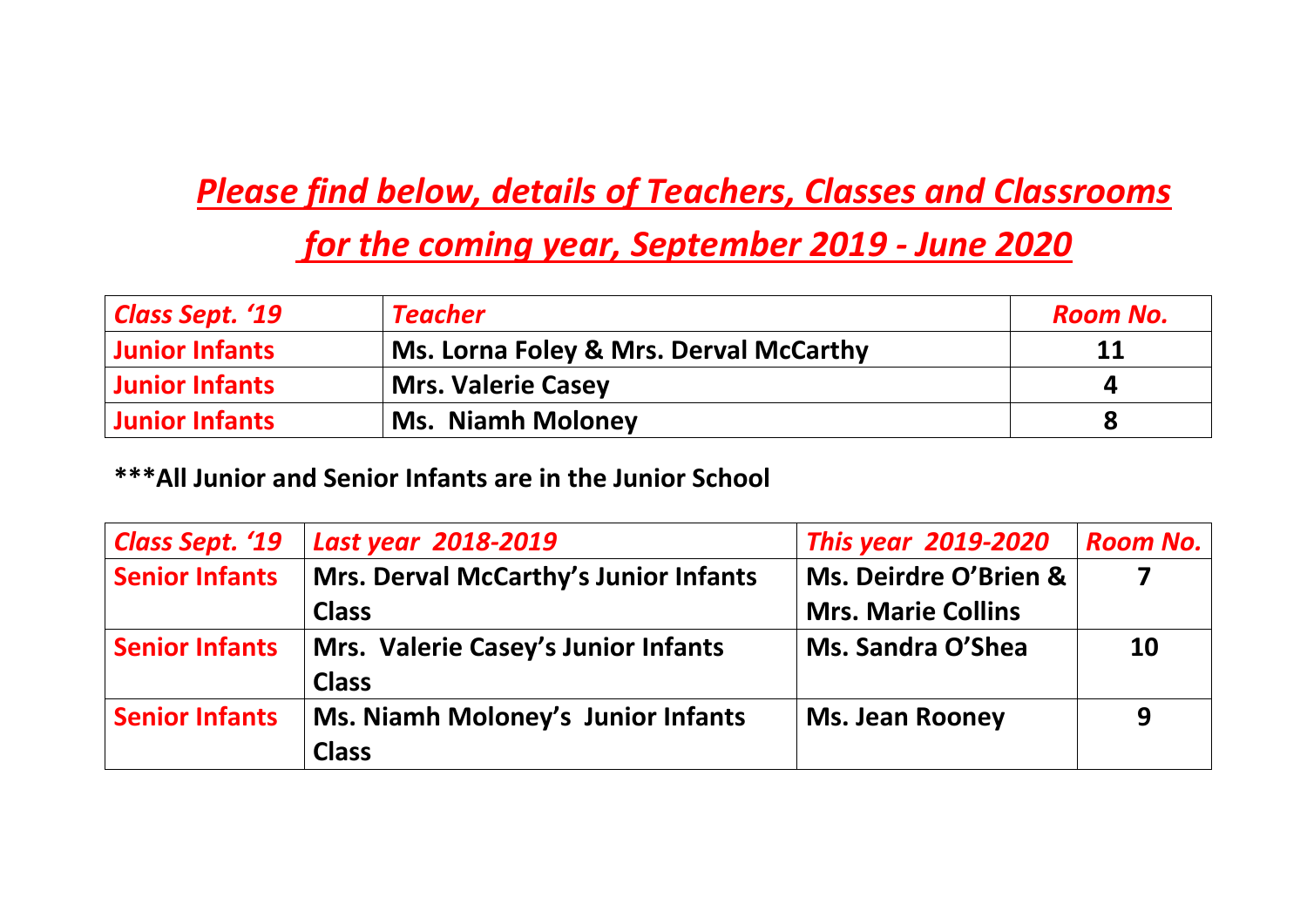# *Please find below, details of Teachers, Classes and Classrooms for the coming year, September 2019 - June 2020*

| *Class Sept. '19* | *Teacher* | *Room No.* |
|---|---|---|
| **Junior Infants** | **Ms. Lorna Foley & Mrs. Derval McCarthy** | **11** |
| **Junior Infants** | **Mrs. Valerie Casey** | **4** |
| **Junior Infants** | **Ms. Niamh Moloney** | **8** |

**\*\*\*All Junior and Senior Infants are in the Junior School**

| *Class Sept. '19* | *Last year 2018-2019* | *This year 2019-2020* | *Room No.* |
|---|---|---|---|
| **Senior Infants** | **Mrs. Derval McCarthy's Junior Infants Class** | **Ms. Deirdre O'Brien & Mrs. Marie Collins** | **7** |
| **Senior Infants** | **Mrs. Valerie Casey's Junior Infants Class** | **Ms. Sandra O'Shea** | **10** |
| **Senior Infants** | **Ms. Niamh Moloney's Junior Infants Class** | **Ms. Jean Rooney** | **9** |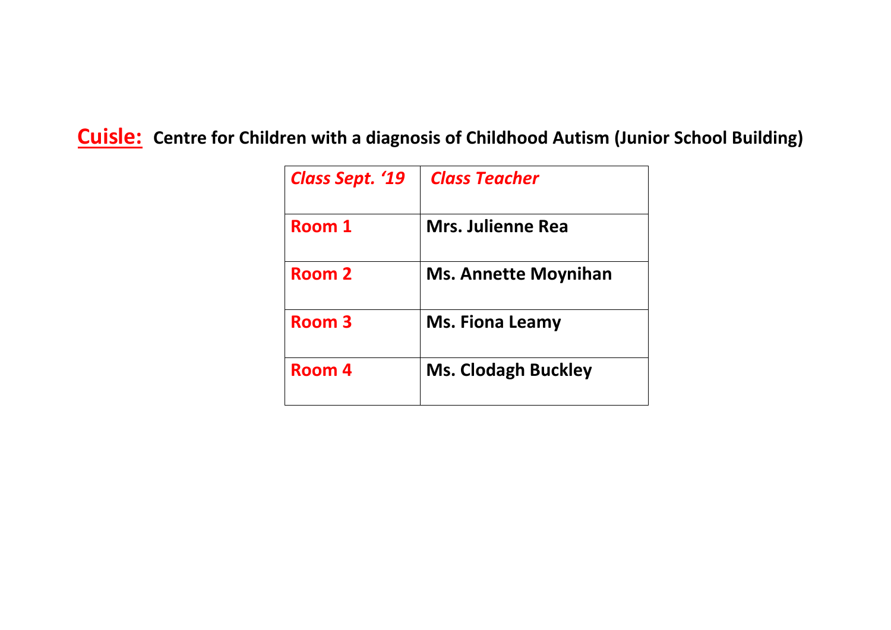**Cuisle:** **Centre for Children with a diagnosis of Childhood Autism (Junior School Building)**

| ***Class Sept. '19*** | ***Class Teacher*** |
| --- | --- |
| **Room 1** | **Mrs. Julienne Rea** |
| **Room 2** | **Ms. Annette Moynihan** |
| **Room 3** | **Ms. Fiona Leamy** |
| **Room 4** | **Ms. Clodagh Buckley** |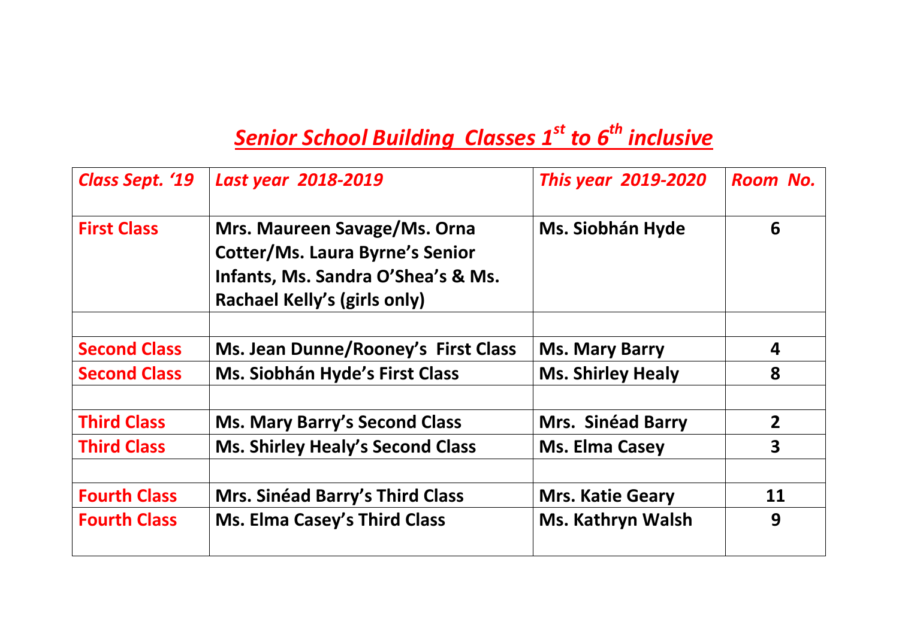## ***Senior School Building  Classes 1$^{st}$ to 6$^{th}$ inclusive***

| *Class Sept. '19* | *Last year 2018-2019* | *This year 2019-2020* | *Room No.* |
|---|---|---|---|
| **First Class** | **Mrs. Maureen Savage/Ms. Orna Cotter/Ms. Laura Byrne's Senior Infants, Ms. Sandra O'Shea's & Ms. Rachael Kelly's (girls only)** | **Ms. Siobhán Hyde** | **6** |
| | | | |
| **Second Class** | **Ms. Jean Dunne/Rooney's First Class** | **Ms. Mary Barry** | **4** |
| **Second Class** | **Ms. Siobhán Hyde's First Class** | **Ms. Shirley Healy** | **8** |
| | | | |
| **Third Class** | **Ms. Mary Barry's Second Class** | **Mrs. Sinéad Barry** | **2** |
| **Third Class** | **Ms. Shirley Healy's Second Class** | **Ms. Elma Casey** | **3** |
| | | | |
| **Fourth Class** | **Mrs. Sinéad Barry's Third Class** | **Mrs. Katie Geary** | **11** |
| **Fourth Class** | **Ms. Elma Casey's Third Class** | **Ms. Kathryn Walsh** | **9** |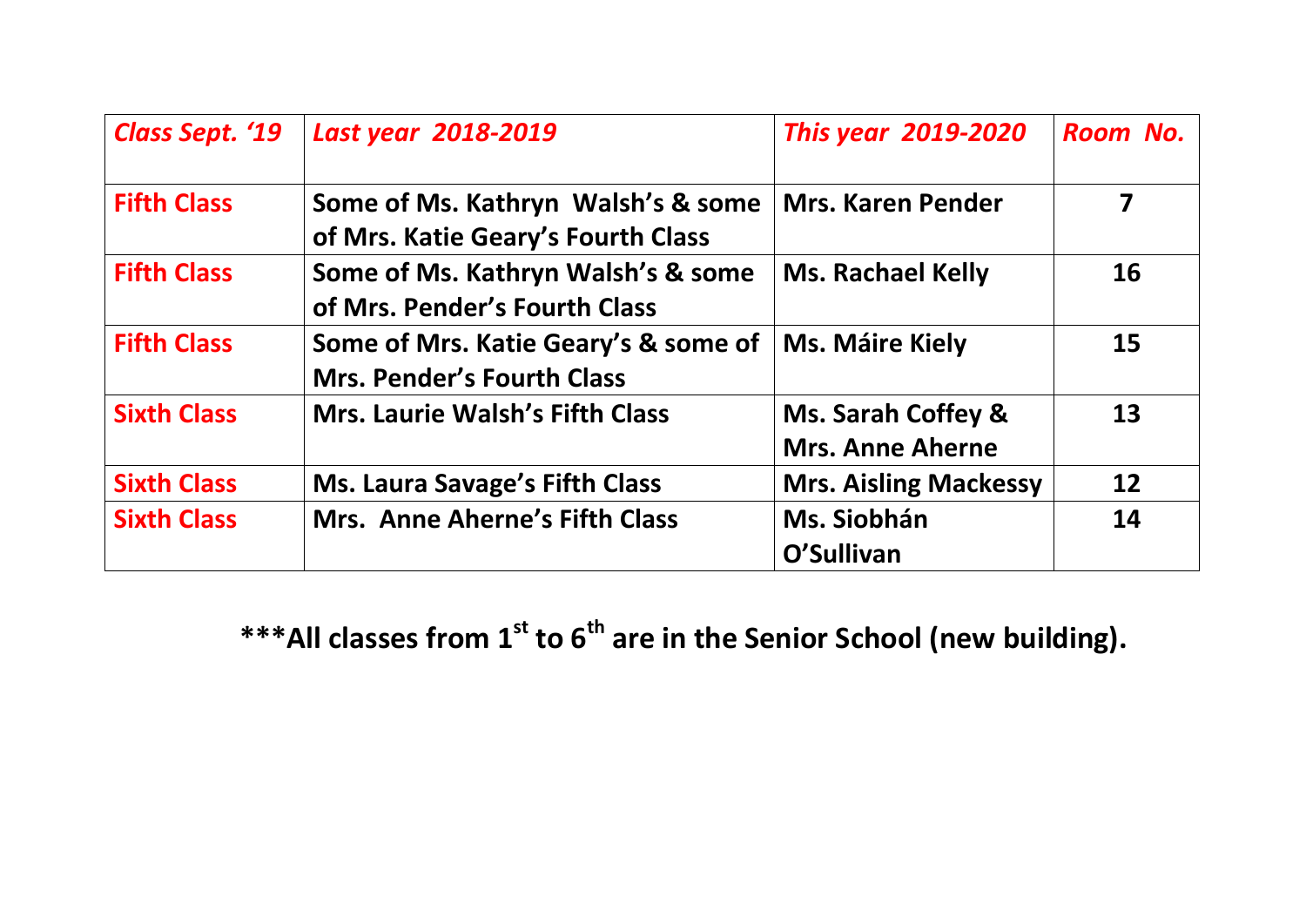| *Class Sept. '19* | *Last year 2018-2019* | *This year 2019-2020* | *Room No.* |
|---|---|---|---|
| **Fifth Class** | **Some of Ms. Kathryn Walsh's & some of Mrs. Katie Geary's Fourth Class** | **Mrs. Karen Pender** | **7** |
| **Fifth Class** | **Some of Ms. Kathryn Walsh's & some of Mrs. Pender's Fourth Class** | **Ms. Rachael Kelly** | **16** |
| **Fifth Class** | **Some of Mrs. Katie Geary's & some of Mrs. Pender's Fourth Class** | **Ms. Máire Kiely** | **15** |
| **Sixth Class** | **Mrs. Laurie Walsh's Fifth Class** | **Ms. Sarah Coffey & Mrs. Anne Aherne** | **13** |
| **Sixth Class** | **Ms. Laura Savage's Fifth Class** | **Mrs. Aisling Mackessy** | **12** |
| **Sixth Class** | **Mrs. Anne Aherne's Fifth Class** | **Ms. Siobhán O'Sullivan** | **14** |

**\*\*\*All classes from 1st to 6th are in the Senior School (new building).**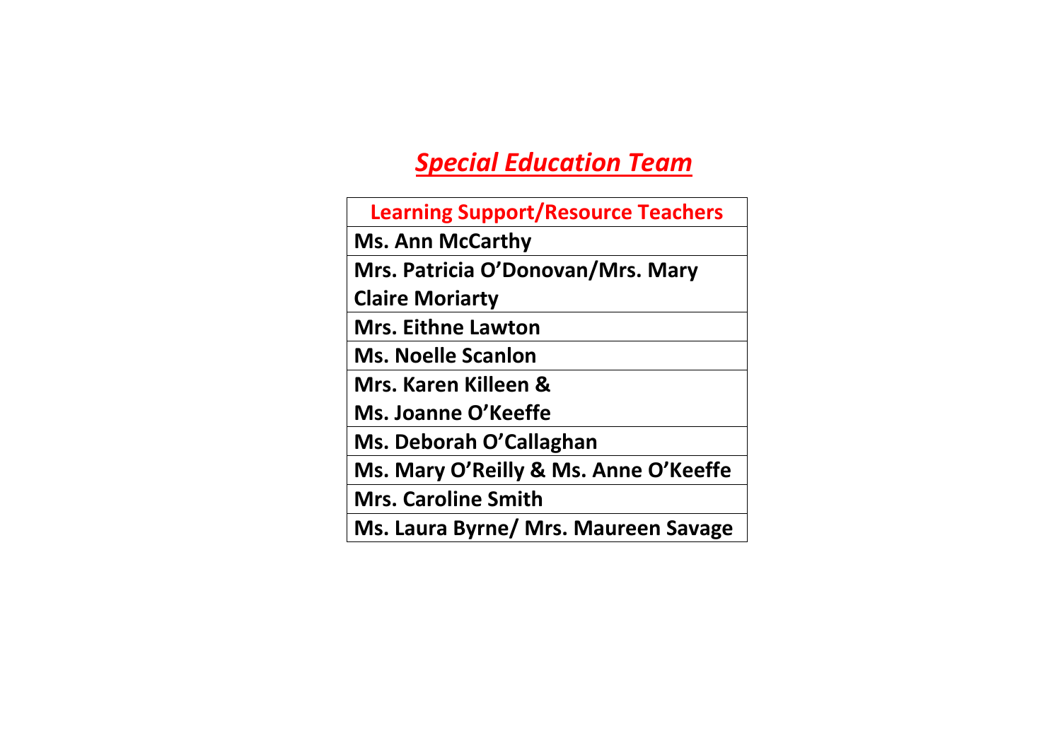# ***Special Education Team***

| Learning Support/Resource Teachers |
| --- |
| **Ms. Ann McCarthy** |
| **Mrs. Patricia O'Donovan/Mrs. Mary Claire Moriarty** |
| **Mrs. Eithne Lawton** |
| **Ms. Noelle Scanlon** |
| **Mrs. Karen Killeen & Ms. Joanne O'Keeffe** |
| **Ms. Deborah O'Callaghan** |
| **Ms. Mary O'Reilly & Ms. Anne O'Keeffe** |
| **Mrs. Caroline Smith** |
| **Ms. Laura Byrne/ Mrs. Maureen Savage** |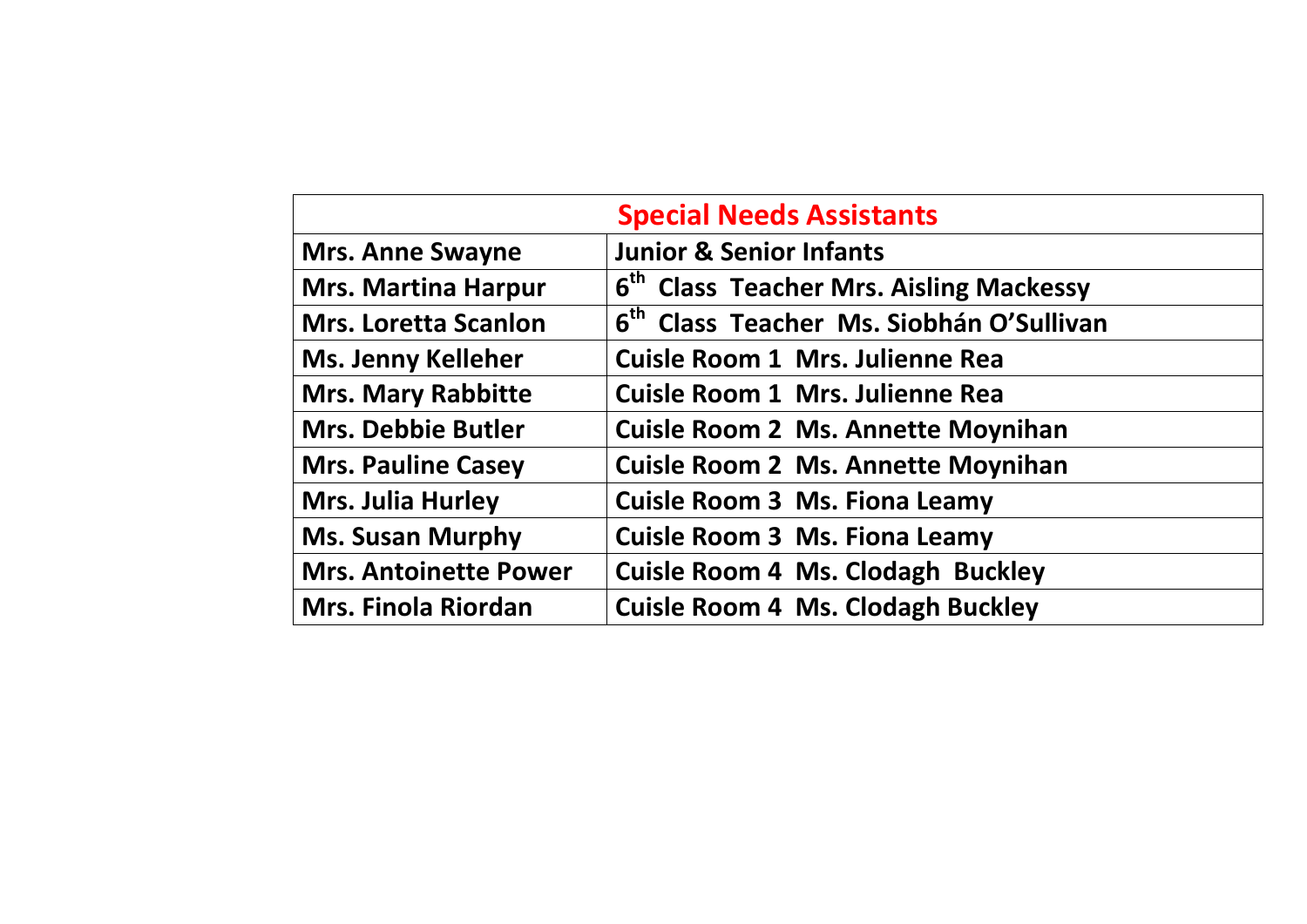| Special Needs Assistants | |
|---|---|
| **Mrs. Anne Swayne** | **Junior & Senior Infants** |
| **Mrs. Martina Harpur** | **6th Class Teacher Mrs. Aisling Mackessy** |
| **Mrs. Loretta Scanlon** | **6th Class Teacher Ms. Siobhán O'Sullivan** |
| **Ms. Jenny Kelleher** | **Cuisle Room 1 Mrs. Julienne Rea** |
| **Mrs. Mary Rabbitte** | **Cuisle Room 1 Mrs. Julienne Rea** |
| **Mrs. Debbie Butler** | **Cuisle Room 2 Ms. Annette Moynihan** |
| **Mrs. Pauline Casey** | **Cuisle Room 2 Ms. Annette Moynihan** |
| **Mrs. Julia Hurley** | **Cuisle Room 3 Ms. Fiona Leamy** |
| **Ms. Susan Murphy** | **Cuisle Room 3 Ms. Fiona Leamy** |
| **Mrs. Antoinette Power** | **Cuisle Room 4 Ms. Clodagh Buckley** |
| **Mrs. Finola Riordan** | **Cuisle Room 4 Ms. Clodagh Buckley** |